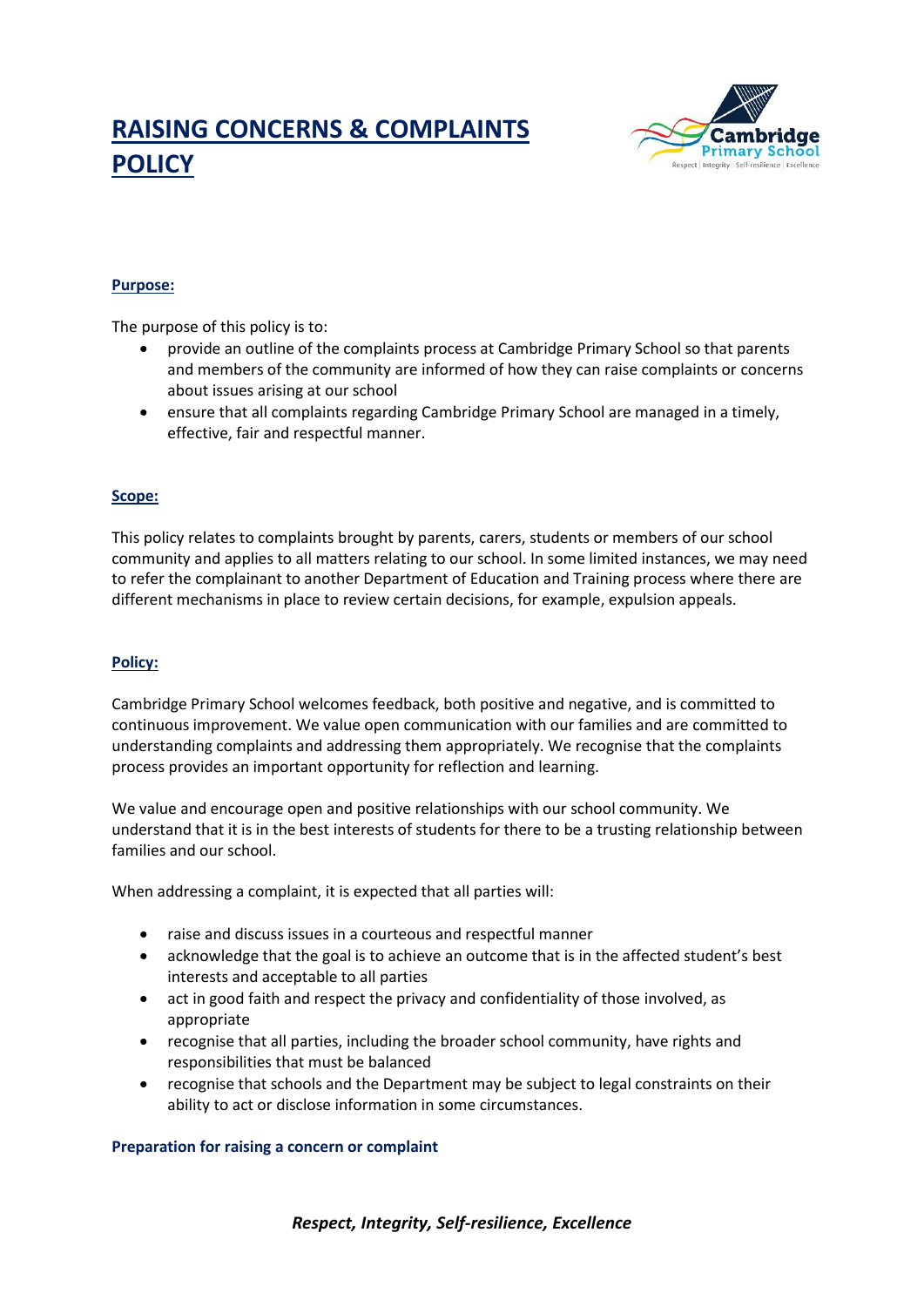# RAISING CONCERNS & COMPLAINTS POLICY

## Purpose:

The purpose of this policy is to:

- provide an outline of the complaints process at Cambridge Primary School so that parents and members of the community are informed of how they can raise complaints or concerns about issues arising at our school
- ensure that all complaints regarding Cambridge Primary School are managed in a timely, effective, fair and respectful manner.

## Scope:

This policy relates to complaints brought by parents, carers, students or members of our school community and applies to all matters relating to our school. In some limited instances, we may need to refer the complainant to another Department of Education and Training process where there are different mechanisms in place to review certain decisions, for example, expulsion appeals.

## Policy:

Cambridge Primary School welcomes feedback, both positive and negative, and is committed to continuous improvement. We value open communication with our families and are committed to understanding complaints and addressing them appropriately. We recognise that the complaints process provides an important opportunity for reflection and learning.

We value and encourage open and positive relationships with our school community. We understand that it is in the best interests of students for there to be a trusting relationship between families and our school.

When addressing a complaint, it is expected that all parties will:

- raise and discuss issues in a courteous and respectful manner
- acknowledge that the goal is to achieve an outcome that is in the affected student's best interests and acceptable to all parties
- act in good faith and respect the privacy and confidentiality of those involved, as appropriate
- recognise that all parties, including the broader school community, have rights and responsibilities that must be balanced
- recognise that schools and the Department may be subject to legal constraints on their ability to act or disclose information in some circumstances.

### Preparation for raising a concern or complaint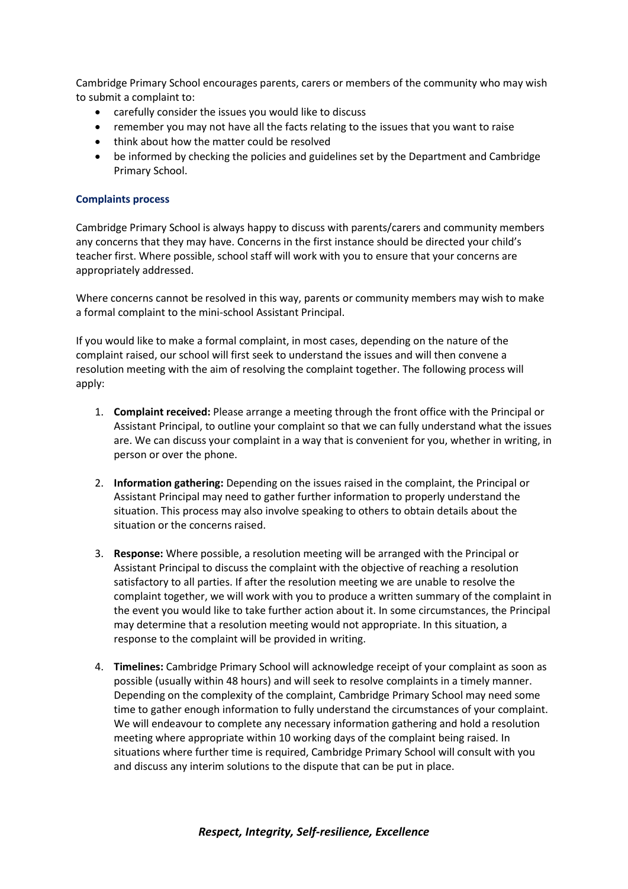Cambridge Primary School encourages parents, carers or members of the community who may wish to submit a complaint to:

- carefully consider the issues you would like to discuss
- remember you may not have all the facts relating to the issues that you want to raise
- think about how the matter could be resolved
- be informed by checking the policies and guidelines set by the Department and Cambridge Primary School.

### Complaints process

Cambridge Primary School is always happy to discuss with parents/carers and community members any concerns that they may have. Concerns in the first instance should be directed your child's teacher first. Where possible, school staff will work with you to ensure that your concerns are appropriately addressed.

Where concerns cannot be resolved in this way, parents or community members may wish to make a formal complaint to the mini-school Assistant Principal.

If you would like to make a formal complaint, in most cases, depending on the nature of the complaint raised, our school will first seek to understand the issues and will then convene a resolution meeting with the aim of resolving the complaint together. The following process will apply:

1. **Complaint received:** Please arrange a meeting through the front office with the Principal or Assistant Principal, to outline your complaint so that we can fully understand what the issues are. We can discuss your complaint in a way that is convenient for you, whether in writing, in person or over the phone.

2. **Information gathering:** Depending on the issues raised in the complaint, the Principal or Assistant Principal may need to gather further information to properly understand the situation. This process may also involve speaking to others to obtain details about the situation or the concerns raised.

3. **Response:** Where possible, a resolution meeting will be arranged with the Principal or Assistant Principal to discuss the complaint with the objective of reaching a resolution satisfactory to all parties. If after the resolution meeting we are unable to resolve the complaint together, we will work with you to produce a written summary of the complaint in the event you would like to take further action about it. In some circumstances, the Principal may determine that a resolution meeting would not appropriate. In this situation, a response to the complaint will be provided in writing.

4. **Timelines:** Cambridge Primary School will acknowledge receipt of your complaint as soon as possible (usually within 48 hours) and will seek to resolve complaints in a timely manner. Depending on the complexity of the complaint, Cambridge Primary School may need some time to gather enough information to fully understand the circumstances of your complaint. We will endeavour to complete any necessary information gathering and hold a resolution meeting where appropriate within 10 working days of the complaint being raised. In situations where further time is required, Cambridge Primary School will consult with you and discuss any interim solutions to the dispute that can be put in place.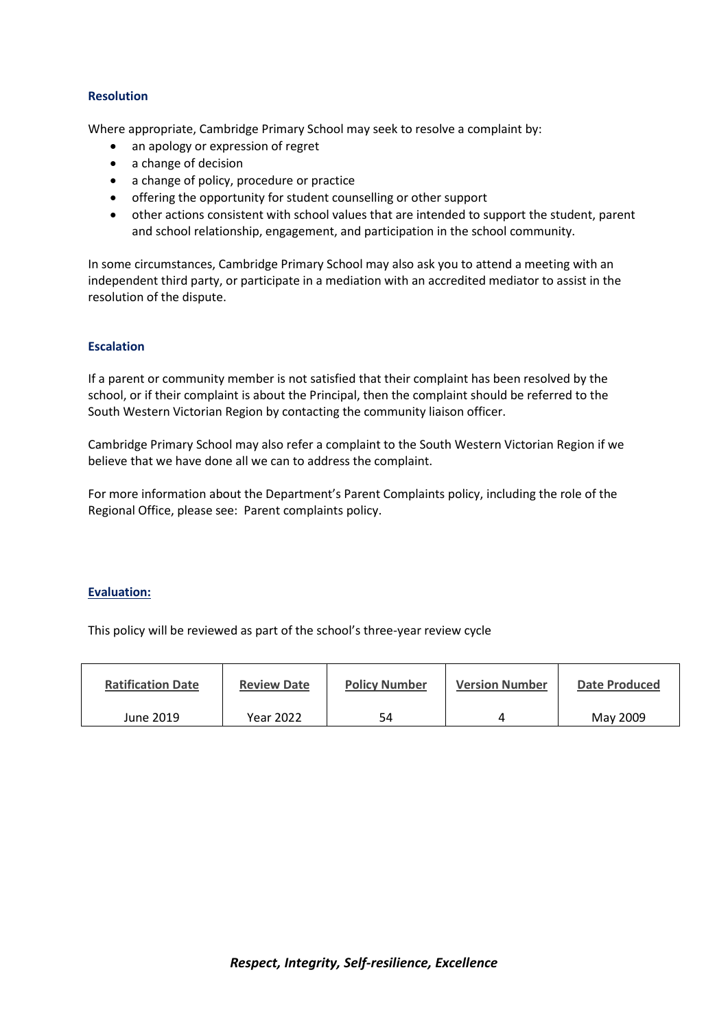### Resolution

Where appropriate, Cambridge Primary School may seek to resolve a complaint by:

- an apology or expression of regret
- a change of decision
- a change of policy, procedure or practice
- offering the opportunity for student counselling or other support
- other actions consistent with school values that are intended to support the student, parent and school relationship, engagement, and participation in the school community.

In some circumstances, Cambridge Primary School may also ask you to attend a meeting with an independent third party, or participate in a mediation with an accredited mediator to assist in the resolution of the dispute.

### Escalation

If a parent or community member is not satisfied that their complaint has been resolved by the school, or if their complaint is about the Principal, then the complaint should be referred to the South Western Victorian Region by contacting the community liaison officer.

Cambridge Primary School may also refer a complaint to the South Western Victorian Region if we believe that we have done all we can to address the complaint.

For more information about the Department's Parent Complaints policy, including the role of the Regional Office, please see: Parent complaints policy.

### Evaluation:

This policy will be reviewed as part of the school's three-year review cycle

| Ratification Date | Review Date | Policy Number | Version Number | Date Produced |
|---|---|---|---|---|
| June 2019 | Year 2022 | 54 | 4 | May 2009 |

*Respect, Integrity, Self-resilience, Excellence*